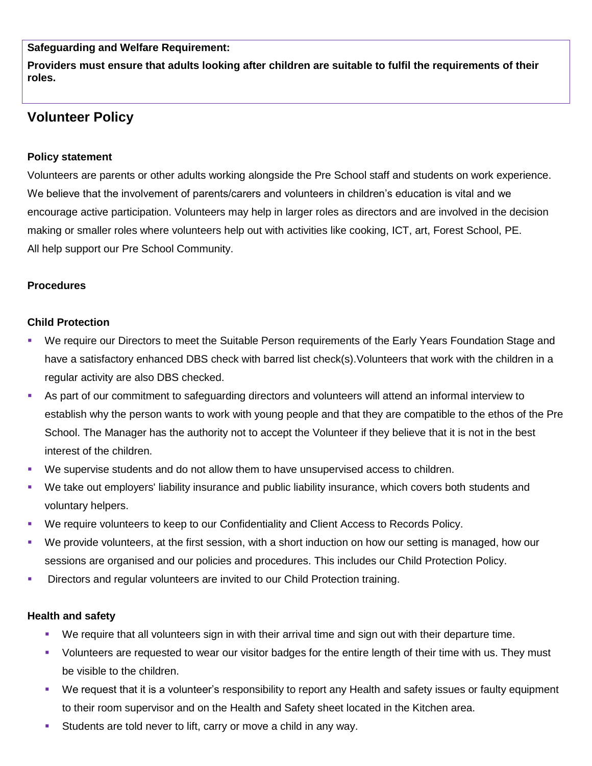**Safeguarding and Welfare Requirement:**

**Providers must ensure that adults looking after children are suitable to fulfil the requirements of their roles.**

# Volunteer Policy

### Policy statement

Volunteers are parents or other adults working alongside the Pre School staff and students on work experience. We believe that the involvement of parents/carers and volunteers in children's education is vital and we encourage active participation. Volunteers may help in larger roles as directors and are involved in the decision making or smaller roles where volunteers help out with activities like cooking, ICT, art, Forest School, PE. All help support our Pre School Community.

### Procedures

### Child Protection

- We require our Directors to meet the Suitable Person requirements of the Early Years Foundation Stage and have a satisfactory enhanced DBS check with barred list check(s).Volunteers that work with the children in a regular activity are also DBS checked.
- As part of our commitment to safeguarding directors and volunteers will attend an informal interview to establish why the person wants to work with young people and that they are compatible to the ethos of the Pre School. The Manager has the authority not to accept the Volunteer if they believe that it is not in the best interest of the children.
- We supervise students and do not allow them to have unsupervised access to children.
- We take out employers' liability insurance and public liability insurance, which covers both students and voluntary helpers.
- We require volunteers to keep to our Confidentiality and Client Access to Records Policy.
- We provide volunteers, at the first session, with a short induction on how our setting is managed, how our sessions are organised and our policies and procedures. This includes our Child Protection Policy.
- Directors and regular volunteers are invited to our Child Protection training.

### Health and safety

- We require that all volunteers sign in with their arrival time and sign out with their departure time.
- Volunteers are requested to wear our visitor badges for the entire length of their time with us. They must be visible to the children.
- We request that it is a volunteer's responsibility to report any Health and safety issues or faulty equipment to their room supervisor and on the Health and Safety sheet located in the Kitchen area.
- Students are told never to lift, carry or move a child in any way.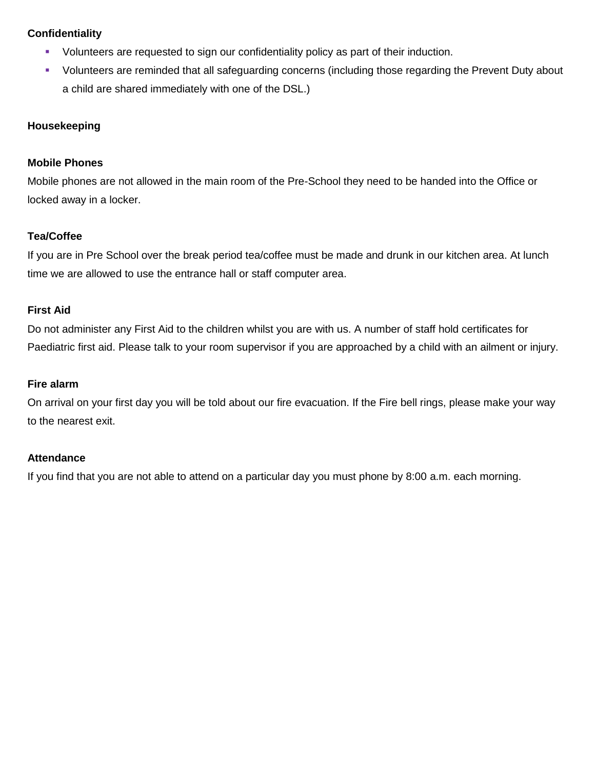**Confidentiality**

- Volunteers are requested to sign our confidentiality policy as part of their induction.
- Volunteers are reminded that all safeguarding concerns (including those regarding the Prevent Duty about a child are shared immediately with one of the DSL.)

**Housekeeping**

**Mobile Phones**

Mobile phones are not allowed in the main room of the Pre-School they need to be handed into the Office or locked away in a locker.

**Tea/Coffee**

If you are in Pre School over the break period tea/coffee must be made and drunk in our kitchen area. At lunch time we are allowed to use the entrance hall or staff computer area.

**First Aid**

Do not administer any First Aid to the children whilst you are with us. A number of staff hold certificates for Paediatric first aid. Please talk to your room supervisor if you are approached by a child with an ailment or injury.

**Fire alarm**

On arrival on your first day you will be told about our fire evacuation. If the Fire bell rings, please make your way to the nearest exit.

**Attendance**

If you find that you are not able to attend on a particular day you must phone by 8:00 a.m. each morning.